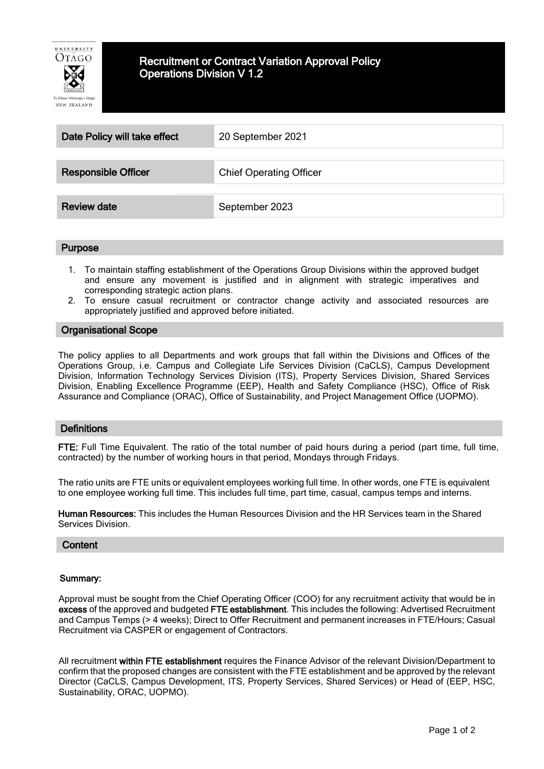# Recruitment or Contract Variation Approval Policy Operations Division V 1.2

| | |
|---|---|
| **Date Policy will take effect** | 20 September 2021 |
| **Responsible Officer** | Chief Operating Officer |
| **Review date** | September 2023 |

## Purpose

1. To maintain staffing establishment of the Operations Group Divisions within the approved budget and ensure any movement is justified and in alignment with strategic imperatives and corresponding strategic action plans.
2. To ensure casual recruitment or contractor change activity and associated resources are appropriately justified and approved before initiated.

## Organisational Scope

The policy applies to all Departments and work groups that fall within the Divisions and Offices of the Operations Group, i.e. Campus and Collegiate Life Services Division (CaCLS), Campus Development Division, Information Technology Services Division (ITS), Property Services Division, Shared Services Division, Enabling Excellence Programme (EEP), Health and Safety Compliance (HSC), Office of Risk Assurance and Compliance (ORAC), Office of Sustainability, and Project Management Office (UOPMO).

## Definitions

**FTE:** Full Time Equivalent. The ratio of the total number of paid hours during a period (part time, full time, contracted) by the number of working hours in that period, Mondays through Fridays.

The ratio units are FTE units or equivalent employees working full time. In other words, one FTE is equivalent to one employee working full time. This includes full time, part time, casual, campus temps and interns.

**Human Resources:** This includes the Human Resources Division and the HR Services team in the Shared Services Division.

## Content

### Summary:

Approval must be sought from the Chief Operating Officer (COO) for any recruitment activity that would be in **excess** of the approved and budgeted **FTE establishment**. This includes the following: Advertised Recruitment and Campus Temps (> 4 weeks); Direct to Offer Recruitment and permanent increases in FTE/Hours; Casual Recruitment via CASPER or engagement of Contractors.

All recruitment **within FTE establishment** requires the Finance Advisor of the relevant Division/Department to confirm that the proposed changes are consistent with the FTE establishment and be approved by the relevant Director (CaCLS, Campus Development, ITS, Property Services, Shared Services) or Head of (EEP, HSC, Sustainability, ORAC, UOPMO).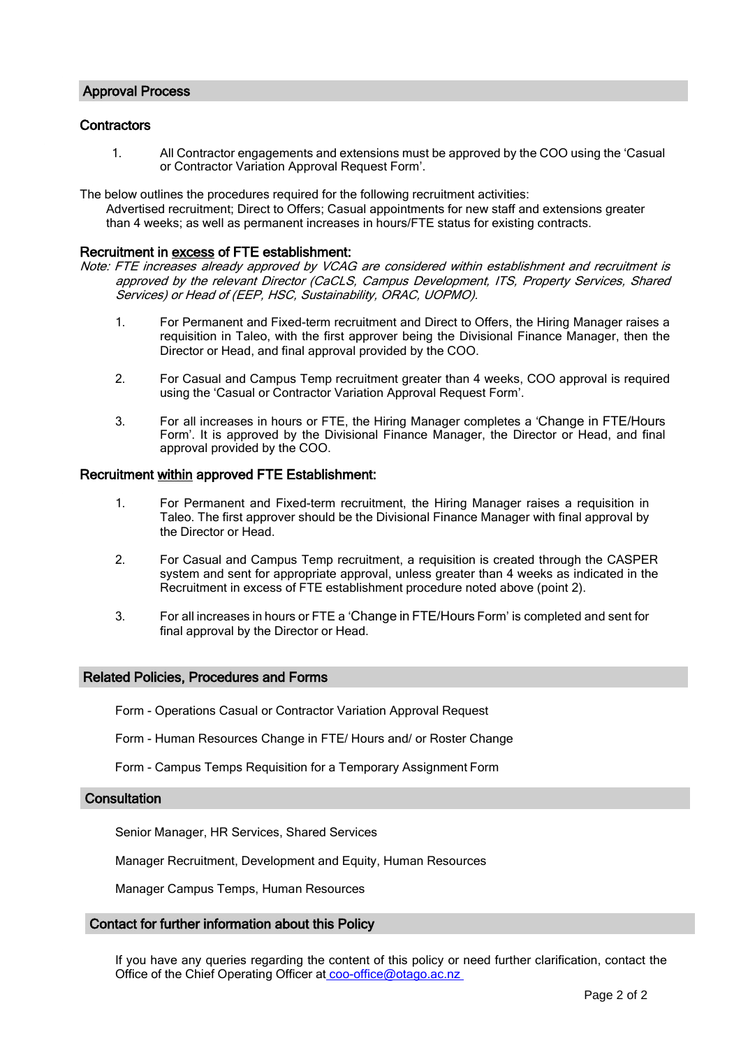## Approval Process

### Contractors

1. All Contractor engagements and extensions must be approved by the COO using the 'Casual or Contractor Variation Approval Request Form'.

The below outlines the procedures required for the following recruitment activities:

Advertised recruitment; Direct to Offers; Casual appointments for new staff and extensions greater than 4 weeks; as well as permanent increases in hours/FTE status for existing contracts.

### Recruitment in excess of FTE establishment:

*Note: FTE increases already approved by VCAG are considered within establishment and recruitment is approved by the relevant Director (CaCLS, Campus Development, ITS, Property Services, Shared Services) or Head of (EEP, HSC, Sustainability, ORAC, UOPMO).*

1. For Permanent and Fixed-term recruitment and Direct to Offers, the Hiring Manager raises a requisition in Taleo, with the first approver being the Divisional Finance Manager, then the Director or Head, and final approval provided by the COO.

2. For Casual and Campus Temp recruitment greater than 4 weeks, COO approval is required using the 'Casual or Contractor Variation Approval Request Form'.

3. For all increases in hours or FTE, the Hiring Manager completes a 'Change in FTE/Hours Form'. It is approved by the Divisional Finance Manager, the Director or Head, and final approval provided by the COO.

### Recruitment within approved FTE Establishment:

1. For Permanent and Fixed-term recruitment, the Hiring Manager raises a requisition in Taleo. The first approver should be the Divisional Finance Manager with final approval by the Director or Head.

2. For Casual and Campus Temp recruitment, a requisition is created through the CASPER system and sent for appropriate approval, unless greater than 4 weeks as indicated in the Recruitment in excess of FTE establishment procedure noted above (point 2).

3. For all increases in hours or FTE a 'Change in FTE/Hours Form' is completed and sent for final approval by the Director or Head.

## Related Policies, Procedures and Forms

Form - Operations Casual or Contractor Variation Approval Request

Form - Human Resources Change in FTE/ Hours and/ or Roster Change

Form - Campus Temps Requisition for a Temporary Assignment Form

## Consultation

Senior Manager, HR Services, Shared Services

Manager Recruitment, Development and Equity, Human Resources

Manager Campus Temps, Human Resources

## Contact for further information about this Policy

If you have any queries regarding the content of this policy or need further clarification, contact the Office of the Chief Operating Officer at coo-office@otago.ac.nz